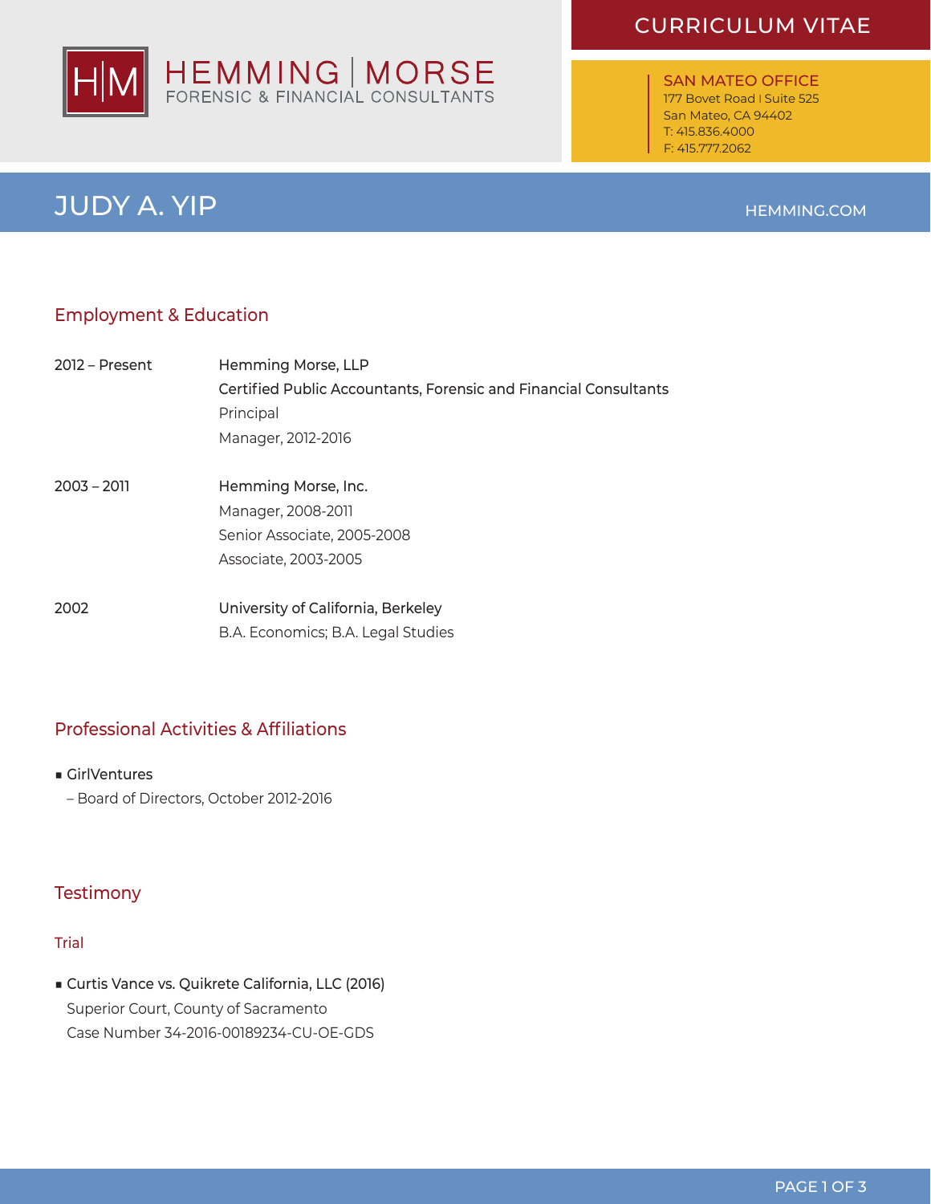HEMMING | MORSE
FORENSIC & FINANCIAL CONSULTANTS

# CURRICULUM VITAE

**SAN MATEO OFFICE**
177 Bovet Road | Suite 525
San Mateo, CA 94402
T: 415.836.4000
F: 415.777.2062

# JUDY A. YIP

HEMMING.COM

## Employment & Education

**2012 – Present**
Hemming Morse, LLP
Certified Public Accountants, Forensic and Financial Consultants
Principal
Manager, 2012-2016

**2003 – 2011**
Hemming Morse, Inc.
Manager, 2008-2011
Senior Associate, 2005-2008
Associate, 2003-2005

**2002**
University of California, Berkeley
B.A. Economics; B.A. Legal Studies

## Professional Activities & Affiliations

- GirlVentures
  – Board of Directors, October 2012-2016

## Testimony

### Trial

- Curtis Vance vs. Quikrete California, LLC (2016)
  Superior Court, County of Sacramento
  Case Number 34-2016-00189234-CU-OE-GDS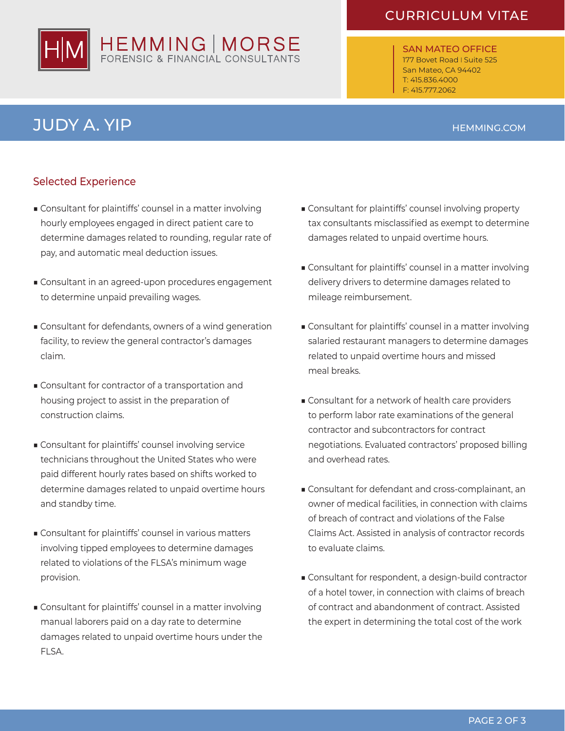# JUDY A. YIP

## Selected Experience

- Consultant for plaintiffs' counsel in a matter involving hourly employees engaged in direct patient care to determine damages related to rounding, regular rate of pay, and automatic meal deduction issues.
- Consultant in an agreed-upon procedures engagement to determine unpaid prevailing wages.
- Consultant for defendants, owners of a wind generation facility, to review the general contractor's damages claim.
- Consultant for contractor of a transportation and housing project to assist in the preparation of construction claims.
- Consultant for plaintiffs' counsel involving service technicians throughout the United States who were paid different hourly rates based on shifts worked to determine damages related to unpaid overtime hours and standby time.
- Consultant for plaintiffs' counsel in various matters involving tipped employees to determine damages related to violations of the FLSA's minimum wage provision.
- Consultant for plaintiffs' counsel in a matter involving manual laborers paid on a day rate to determine damages related to unpaid overtime hours under the FLSA.
- Consultant for plaintiffs' counsel involving property tax consultants misclassified as exempt to determine damages related to unpaid overtime hours.
- Consultant for plaintiffs' counsel in a matter involving delivery drivers to determine damages related to mileage reimbursement.
- Consultant for plaintiffs' counsel in a matter involving salaried restaurant managers to determine damages related to unpaid overtime hours and missed meal breaks.
- Consultant for a network of health care providers to perform labor rate examinations of the general contractor and subcontractors for contract negotiations. Evaluated contractors' proposed billing and overhead rates.
- Consultant for defendant and cross-complainant, an owner of medical facilities, in connection with claims of breach of contract and violations of the False Claims Act. Assisted in analysis of contractor records to evaluate claims.
- Consultant for respondent, a design-build contractor of a hotel tower, in connection with claims of breach of contract and abandonment of contract. Assisted the expert in determining the total cost of the work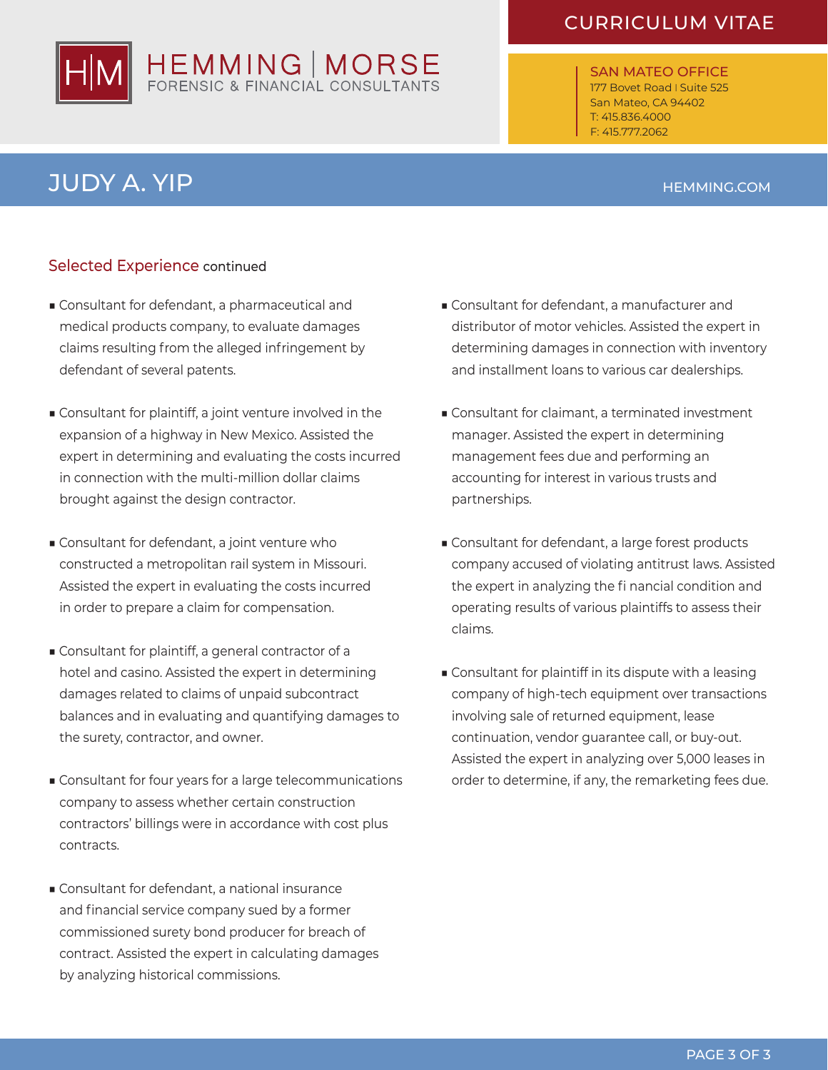## Selected Experience continued

- Consultant for defendant, a pharmaceutical and medical products company, to evaluate damages claims resulting from the alleged infringement by defendant of several patents.
- Consultant for plaintiff, a joint venture involved in the expansion of a highway in New Mexico. Assisted the expert in determining and evaluating the costs incurred in connection with the multi-million dollar claims brought against the design contractor.
- Consultant for defendant, a joint venture who constructed a metropolitan rail system in Missouri. Assisted the expert in evaluating the costs incurred in order to prepare a claim for compensation.
- Consultant for plaintiff, a general contractor of a hotel and casino. Assisted the expert in determining damages related to claims of unpaid subcontract balances and in evaluating and quantifying damages to the surety, contractor, and owner.
- Consultant for four years for a large telecommunications company to assess whether certain construction contractors' billings were in accordance with cost plus contracts.
- Consultant for defendant, a national insurance and financial service company sued by a former commissioned surety bond producer for breach of contract. Assisted the expert in calculating damages by analyzing historical commissions.
- Consultant for defendant, a manufacturer and distributor of motor vehicles. Assisted the expert in determining damages in connection with inventory and installment loans to various car dealerships.
- Consultant for claimant, a terminated investment manager. Assisted the expert in determining management fees due and performing an accounting for interest in various trusts and partnerships.
- Consultant for defendant, a large forest products company accused of violating antitrust laws. Assisted the expert in analyzing the financial condition and operating results of various plaintiffs to assess their claims.
- Consultant for plaintiff in its dispute with a leasing company of high-tech equipment over transactions involving sale of returned equipment, lease continuation, vendor guarantee call, or buy-out. Assisted the expert in analyzing over 5,000 leases in order to determine, if any, the remarketing fees due.